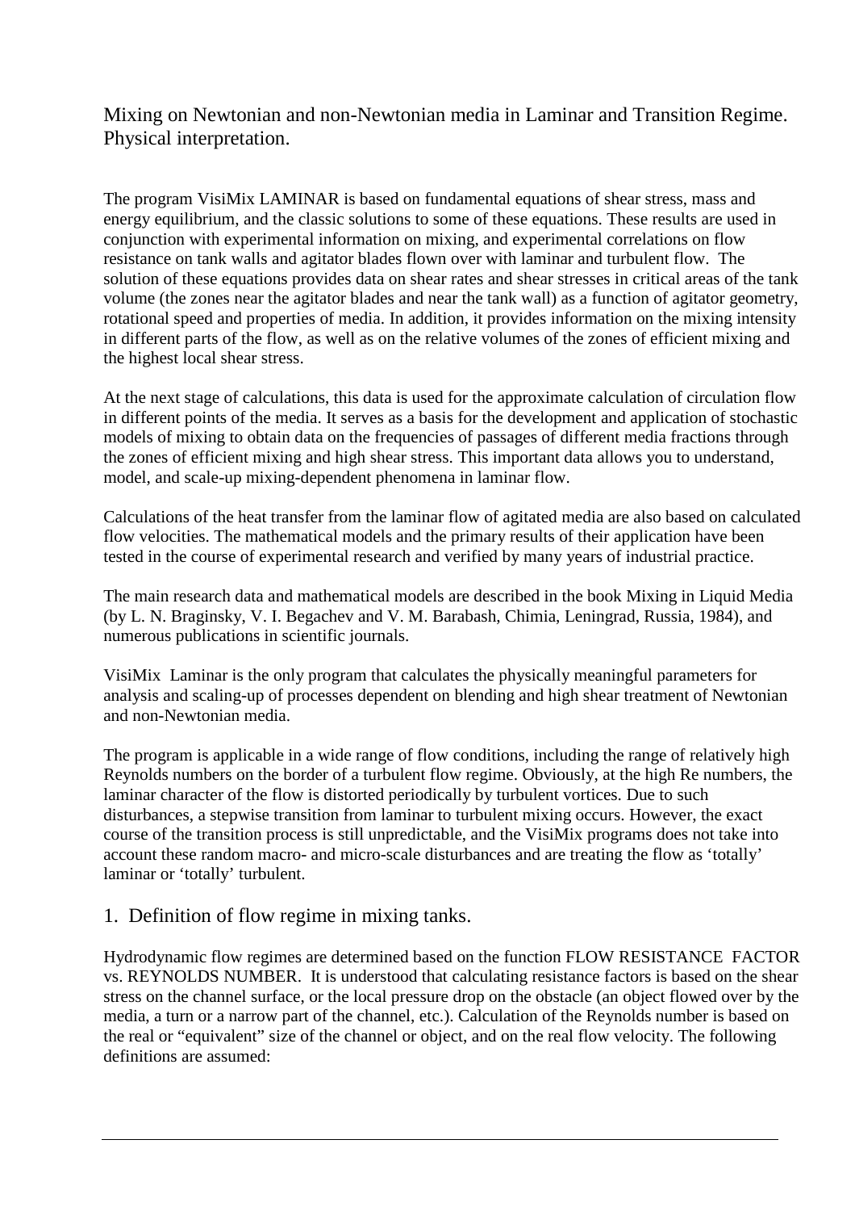# Mixing on Newtonian and non-Newtonian media in Laminar and Transition Regime. Physical interpretation.

The program VisiMix LAMINAR is based on fundamental equations of shear stress, mass and energy equilibrium, and the classic solutions to some of these equations. These results are used in conjunction with experimental information on mixing, and experimental correlations on flow resistance on tank walls and agitator blades flown over with laminar and turbulent flow. The solution of these equations provides data on shear rates and shear stresses in critical areas of the tank volume (the zones near the agitator blades and near the tank wall) as a function of agitator geometry, rotational speed and properties of media. In addition, it provides information on the mixing intensity in different parts of the flow, as well as on the relative volumes of the zones of efficient mixing and the highest local shear stress.

At the next stage of calculations, this data is used for the approximate calculation of circulation flow in different points of the media. It serves as a basis for the development and application of stochastic models of mixing to obtain data on the frequencies of passages of different media fractions through the zones of efficient mixing and high shear stress. This important data allows you to understand, model, and scale-up mixing-dependent phenomena in laminar flow.

Calculations of the heat transfer from the laminar flow of agitated media are also based on calculated flow velocities. The mathematical models and the primary results of their application have been tested in the course of experimental research and verified by many years of industrial practice.

The main research data and mathematical models are described in the book Mixing in Liquid Media (by L. N. Braginsky, V. I. Begachev and V. M. Barabash, Chimia, Leningrad, Russia, 1984), and numerous publications in scientific journals.

VisiMix Laminar is the only program that calculates the physically meaningful parameters for analysis and scaling-up of processes dependent on blending and high shear treatment of Newtonian and non-Newtonian media.

The program is applicable in a wide range of flow conditions, including the range of relatively high Reynolds numbers on the border of a turbulent flow regime. Obviously, at the high Re numbers, the laminar character of the flow is distorted periodically by turbulent vortices. Due to such disturbances, a stepwise transition from laminar to turbulent mixing occurs. However, the exact course of the transition process is still unpredictable, and the VisiMix programs does not take into account these random macro- and micro-scale disturbances and are treating the flow as 'totally' laminar or 'totally' turbulent.

## 1. Definition of flow regime in mixing tanks.

Hydrodynamic flow regimes are determined based on the function FLOW RESISTANCE FACTOR vs. REYNOLDS NUMBER. It is understood that calculating resistance factors is based on the shear stress on the channel surface, or the local pressure drop on the obstacle (an object flowed over by the media, a turn or a narrow part of the channel, etc.). Calculation of the Reynolds number is based on the real or "equivalent" size of the channel or object, and on the real flow velocity. The following definitions are assumed: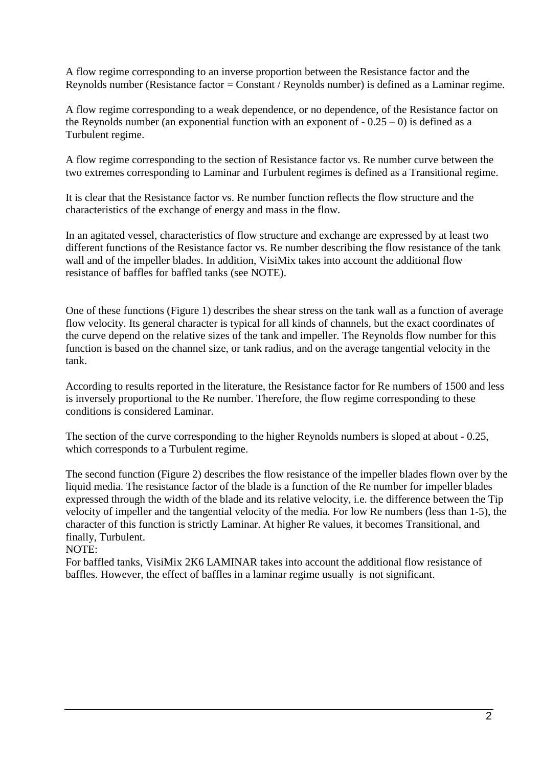A flow regime corresponding to an inverse proportion between the Resistance factor and the Reynolds number (Resistance factor = Constant / Reynolds number) is defined as a Laminar regime.

A flow regime corresponding to a weak dependence, or no dependence, of the Resistance factor on the Reynolds number (an exponential function with an exponent of $-0.25 - 0$) is defined as a Turbulent regime.

A flow regime corresponding to the section of Resistance factor vs. Re number curve between the two extremes corresponding to Laminar and Turbulent regimes is defined as a Transitional regime.

It is clear that the Resistance factor vs. Re number function reflects the flow structure and the characteristics of the exchange of energy and mass in the flow.

In an agitated vessel, characteristics of flow structure and exchange are expressed by at least two different functions of the Resistance factor vs. Re number describing the flow resistance of the tank wall and of the impeller blades. In addition, VisiMix takes into account the additional flow resistance of baffles for baffled tanks (see NOTE).

One of these functions (Figure 1) describes the shear stress on the tank wall as a function of average flow velocity. Its general character is typical for all kinds of channels, but the exact coordinates of the curve depend on the relative sizes of the tank and impeller. The Reynolds flow number for this function is based on the channel size, or tank radius, and on the average tangential velocity in the tank.

According to results reported in the literature, the Resistance factor for Re numbers of 1500 and less is inversely proportional to the Re number. Therefore, the flow regime corresponding to these conditions is considered Laminar.

The section of the curve corresponding to the higher Reynolds numbers is sloped at about $-0.25$, which corresponds to a Turbulent regime.

The second function (Figure 2) describes the flow resistance of the impeller blades flown over by the liquid media. The resistance factor of the blade is a function of the Re number for impeller blades expressed through the width of the blade and its relative velocity, i.e. the difference between the Tip velocity of impeller and the tangential velocity of the media. For low Re numbers (less than 1-5), the character of this function is strictly Laminar. At higher Re values, it becomes Transitional, and finally, Turbulent.

NOTE:

For baffled tanks, VisiMix 2K6 LAMINAR takes into account the additional flow resistance of baffles. However, the effect of baffles in a laminar regime usually is not significant.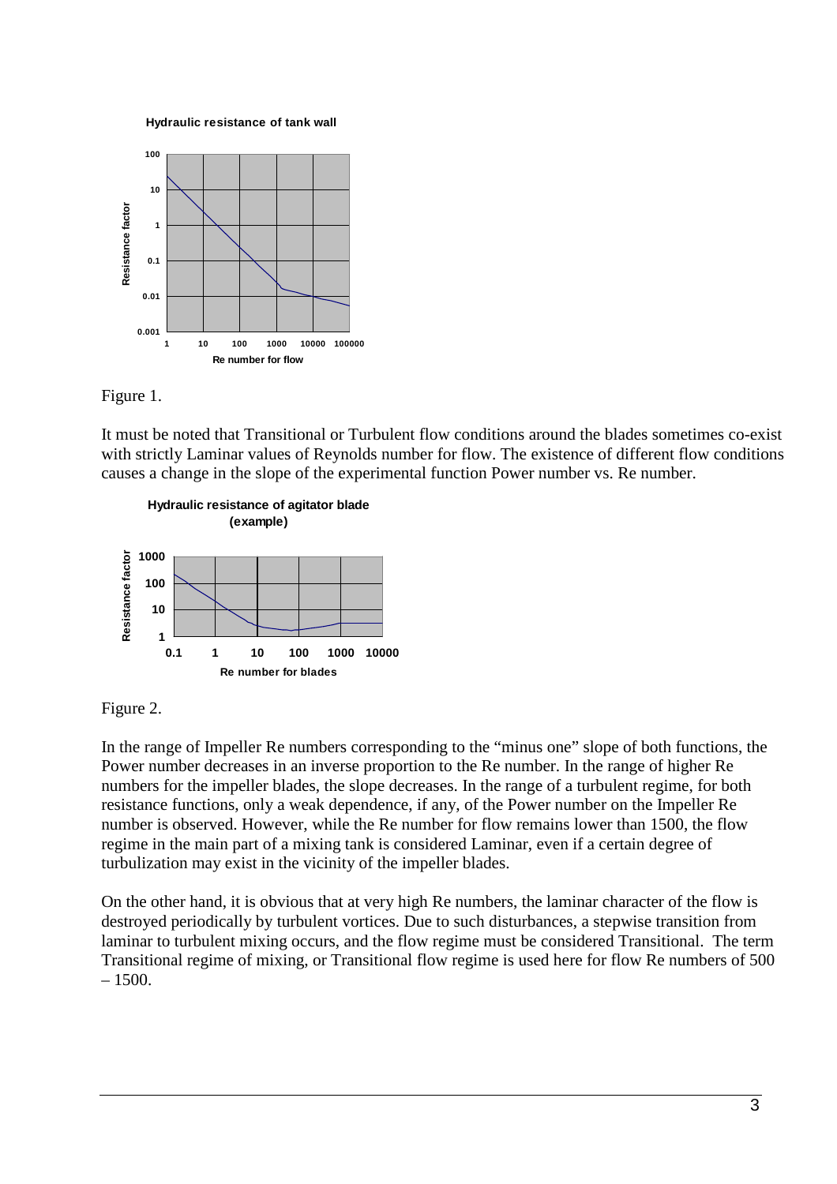Figure 1.

It must be noted that Transitional or Turbulent flow conditions around the blades sometimes co-exist with strictly Laminar values of Reynolds number for flow. The existence of different flow conditions causes a change in the slope of the experimental function Power number vs. Re number.

Figure 2.

In the range of Impeller Re numbers corresponding to the “minus one” slope of both functions, the Power number decreases in an inverse proportion to the Re number. In the range of higher Re numbers for the impeller blades, the slope decreases. In the range of a turbulent regime, for both resistance functions, only a weak dependence, if any, of the Power number on the Impeller Re number is observed. However, while the Re number for flow remains lower than 1500, the flow regime in the main part of a mixing tank is considered Laminar, even if a certain degree of turbulization may exist in the vicinity of the impeller blades.

On the other hand, it is obvious that at very high Re numbers, the laminar character of the flow is destroyed periodically by turbulent vortices. Due to such disturbances, a stepwise transition from laminar to turbulent mixing occurs, and the flow regime must be considered Transitional. The term Transitional regime of mixing, or Transitional flow regime is used here for flow Re numbers of 500 – 1500.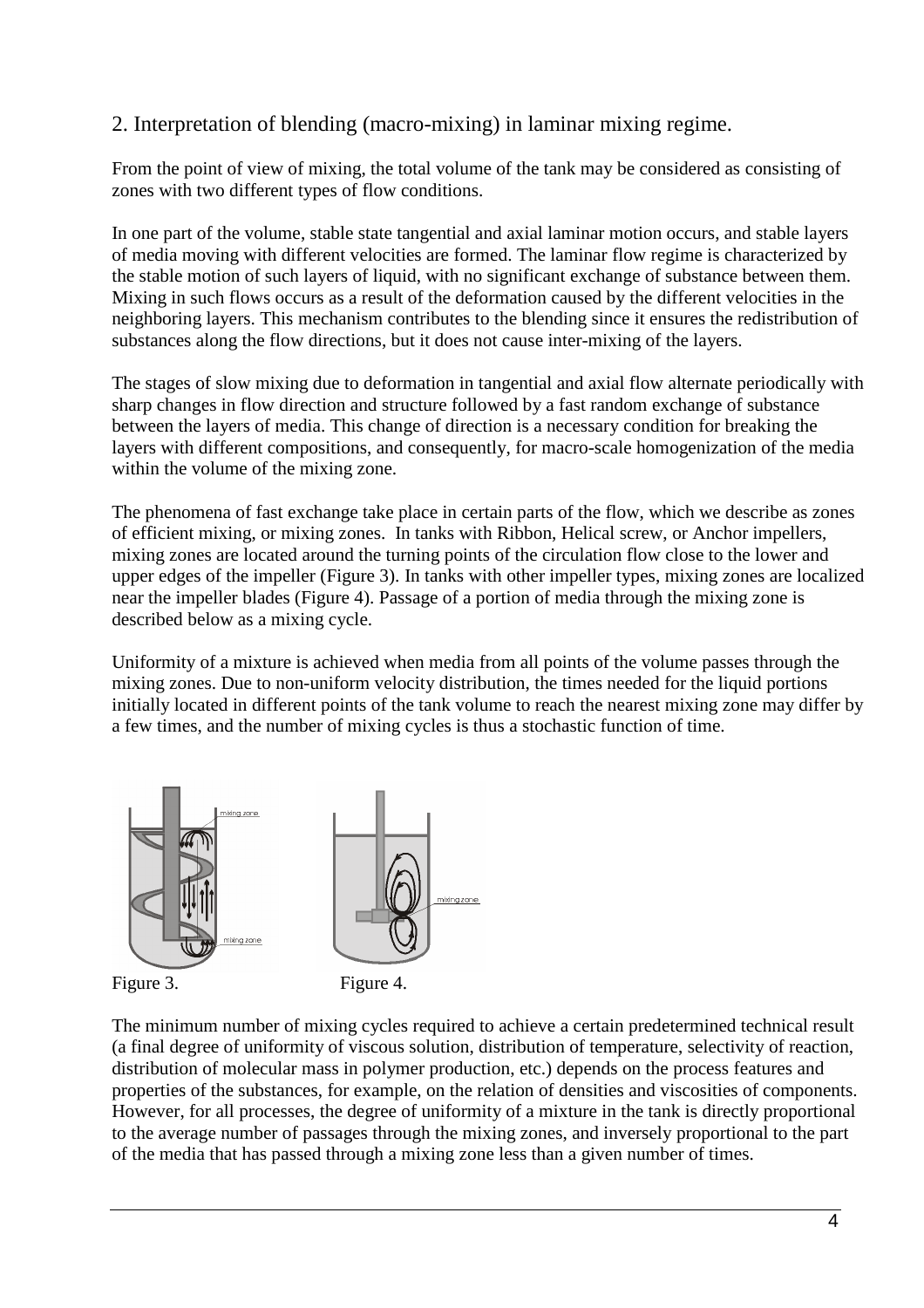## 2. Interpretation of blending (macro-mixing) in laminar mixing regime.

From the point of view of mixing, the total volume of the tank may be considered as consisting of zones with two different types of flow conditions.

In one part of the volume, stable state tangential and axial laminar motion occurs, and stable layers of media moving with different velocities are formed. The laminar flow regime is characterized by the stable motion of such layers of liquid, with no significant exchange of substance between them. Mixing in such flows occurs as a result of the deformation caused by the different velocities in the neighboring layers. This mechanism contributes to the blending since it ensures the redistribution of substances along the flow directions, but it does not cause inter-mixing of the layers.

The stages of slow mixing due to deformation in tangential and axial flow alternate periodically with sharp changes in flow direction and structure followed by a fast random exchange of substance between the layers of media. This change of direction is a necessary condition for breaking the layers with different compositions, and consequently, for macro-scale homogenization of the media within the volume of the mixing zone.

The phenomena of fast exchange take place in certain parts of the flow, which we describe as zones of efficient mixing, or mixing zones. In tanks with Ribbon, Helical screw, or Anchor impellers, mixing zones are located around the turning points of the circulation flow close to the lower and upper edges of the impeller (Figure 3). In tanks with other impeller types, mixing zones are localized near the impeller blades (Figure 4). Passage of a portion of media through the mixing zone is described below as a mixing cycle.

Uniformity of a mixture is achieved when media from all points of the volume passes through the mixing zones. Due to non-uniform velocity distribution, the times needed for the liquid portions initially located in different points of the tank volume to reach the nearest mixing zone may differ by a few times, and the number of mixing cycles is thus a stochastic function of time.

Figure 3.

Figure 4.

The minimum number of mixing cycles required to achieve a certain predetermined technical result (a final degree of uniformity of viscous solution, distribution of temperature, selectivity of reaction, distribution of molecular mass in polymer production, etc.) depends on the process features and properties of the substances, for example, on the relation of densities and viscosities of components. However, for all processes, the degree of uniformity of a mixture in the tank is directly proportional to the average number of passages through the mixing zones, and inversely proportional to the part of the media that has passed through a mixing zone less than a given number of times.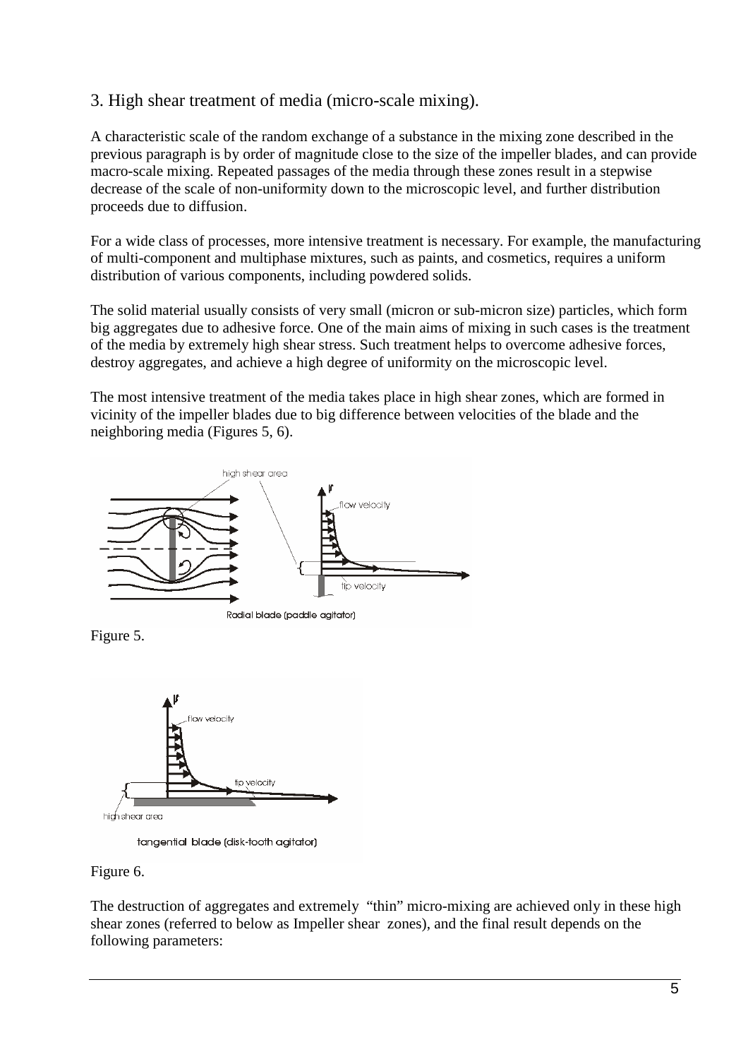## 3. High shear treatment of media (micro-scale mixing).

A characteristic scale of the random exchange of a substance in the mixing zone described in the previous paragraph is by order of magnitude close to the size of the impeller blades, and can provide macro-scale mixing. Repeated passages of the media through these zones result in a stepwise decrease of the scale of non-uniformity down to the microscopic level, and further distribution proceeds due to diffusion.

For a wide class of processes, more intensive treatment is necessary. For example, the manufacturing of multi-component and multiphase mixtures, such as paints, and cosmetics, requires a uniform distribution of various components, including powdered solids.

The solid material usually consists of very small (micron or sub-micron size) particles, which form big aggregates due to adhesive force. One of the main aims of mixing in such cases is the treatment of the media by extremely high shear stress. Such treatment helps to overcome adhesive forces, destroy aggregates, and achieve a high degree of uniformity on the microscopic level.

The most intensive treatment of the media takes place in high shear zones, which are formed in vicinity of the impeller blades due to big difference between velocities of the blade and the neighboring media (Figures 5, 6).

Figure 5.

Figure 6.

The destruction of aggregates and extremely "thin" micro-mixing are achieved only in these high shear zones (referred to below as Impeller shear zones), and the final result depends on the following parameters: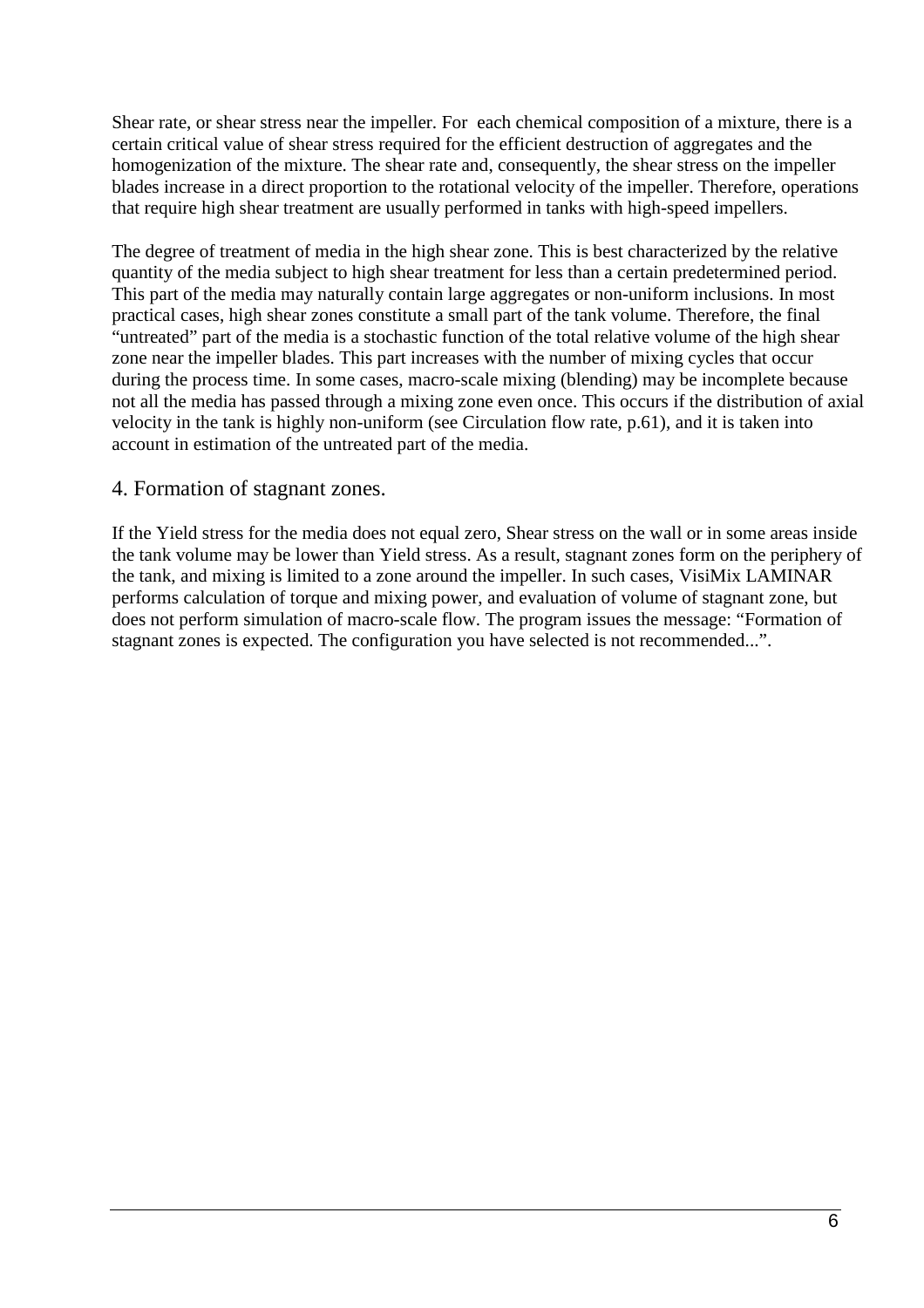Shear rate, or shear stress near the impeller. For each chemical composition of a mixture, there is a certain critical value of shear stress required for the efficient destruction of aggregates and the homogenization of the mixture. The shear rate and, consequently, the shear stress on the impeller blades increase in a direct proportion to the rotational velocity of the impeller. Therefore, operations that require high shear treatment are usually performed in tanks with high-speed impellers.

The degree of treatment of media in the high shear zone. This is best characterized by the relative quantity of the media subject to high shear treatment for less than a certain predetermined period. This part of the media may naturally contain large aggregates or non-uniform inclusions. In most practical cases, high shear zones constitute a small part of the tank volume. Therefore, the final "untreated" part of the media is a stochastic function of the total relative volume of the high shear zone near the impeller blades. This part increases with the number of mixing cycles that occur during the process time. In some cases, macro-scale mixing (blending) may be incomplete because not all the media has passed through a mixing zone even once. This occurs if the distribution of axial velocity in the tank is highly non-uniform (see Circulation flow rate, p.61), and it is taken into account in estimation of the untreated part of the media.

## 4. Formation of stagnant zones.

If the Yield stress for the media does not equal zero, Shear stress on the wall or in some areas inside the tank volume may be lower than Yield stress. As a result, stagnant zones form on the periphery of the tank, and mixing is limited to a zone around the impeller. In such cases, VisiMix LAMINAR performs calculation of torque and mixing power, and evaluation of volume of stagnant zone, but does not perform simulation of macro-scale flow. The program issues the message: "Formation of stagnant zones is expected. The configuration you have selected is not recommended...".